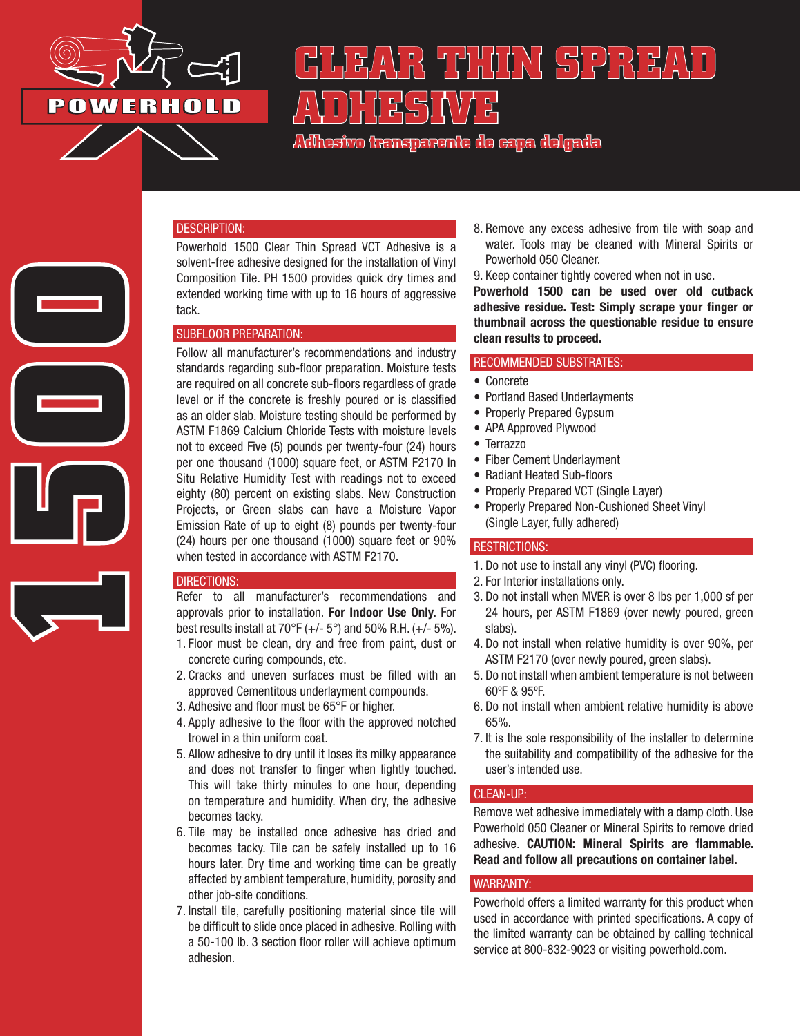POWERHOLD

# CLEAR THIN SPREAD ADHESIVE

**Adhesivo transparente de capa delgada**

1500

## DESCRIPTION:

Powerhold 1500 Clear Thin Spread VCT Adhesive is a solvent-free adhesive designed for the installation of Vinyl Composition Tile. PH 1500 provides quick dry times and extended working time with up to 16 hours of aggressive tack.

## SUBFLOOR PREPARATION:

Follow all manufacturer's recommendations and industry standards regarding sub-floor preparation. Moisture tests are required on all concrete sub-floors regardless of grade level or if the concrete is freshly poured or is classified as an older slab. Moisture testing should be performed by ASTM F1869 Calcium Chloride Tests with moisture levels not to exceed Five (5) pounds per twenty-four (24) hours per one thousand (1000) square feet, or ASTM F2170 In Situ Relative Humidity Test with readings not to exceed eighty (80) percent on existing slabs. New Construction Projects, or Green slabs can have a Moisture Vapor Emission Rate of up to eight (8) pounds per twenty-four (24) hours per one thousand (1000) square feet or 90% when tested in accordance with ASTM F2170.

## DIRECTIONS:

Refer to all manufacturer's recommendations and approvals prior to installation. **For Indoor Use Only.** For best results install at 70°F (+/- 5°) and 50% R.H. (+/- 5%).

1. Floor must be clean, dry and free from paint, dust or concrete curing compounds, etc.
2. Cracks and uneven surfaces must be filled with an approved Cementitous underlayment compounds.
3. Adhesive and floor must be 65°F or higher.
4. Apply adhesive to the floor with the approved notched trowel in a thin uniform coat.
5. Allow adhesive to dry until it loses its milky appearance and does not transfer to finger when lightly touched. This will take thirty minutes to one hour, depending on temperature and humidity. When dry, the adhesive becomes tacky.
6. Tile may be installed once adhesive has dried and becomes tacky. Tile can be safely installed up to 16 hours later. Dry time and working time can be greatly affected by ambient temperature, humidity, porosity and other job-site conditions.
7. Install tile, carefully positioning material since tile will be difficult to slide once placed in adhesive. Rolling with a 50-100 lb. 3 section floor roller will achieve optimum adhesion.
8. Remove any excess adhesive from tile with soap and water. Tools may be cleaned with Mineral Spirits or Powerhold 050 Cleaner.
9. Keep container tightly covered when not in use.

**Powerhold 1500 can be used over old cutback adhesive residue. Test: Simply scrape your finger or thumbnail across the questionable residue to ensure clean results to proceed.**

## RECOMMENDED SUBSTRATES:

- Concrete
- Portland Based Underlayments
- Properly Prepared Gypsum
- APA Approved Plywood
- Terrazzo
- Fiber Cement Underlayment
- Radiant Heated Sub-floors
- Properly Prepared VCT (Single Layer)
- Properly Prepared Non-Cushioned Sheet Vinyl (Single Layer, fully adhered)

## RESTRICTIONS:

1. Do not use to install any vinyl (PVC) flooring.
2. For Interior installations only.
3. Do not install when MVER is over 8 lbs per 1,000 sf per 24 hours, per ASTM F1869 (over newly poured, green slabs).
4. Do not install when relative humidity is over 90%, per ASTM F2170 (over newly poured, green slabs).
5. Do not install when ambient temperature is not between 60ºF & 95ºF.
6. Do not install when ambient relative humidity is above 65%.
7. It is the sole responsibility of the installer to determine the suitability and compatibility of the adhesive for the user's intended use.

## CLEAN-UP:

Remove wet adhesive immediately with a damp cloth. Use Powerhold 050 Cleaner or Mineral Spirits to remove dried adhesive. **CAUTION: Mineral Spirits are flammable. Read and follow all precautions on container label.**

## WARRANTY:

Powerhold offers a limited warranty for this product when used in accordance with printed specifications. A copy of the limited warranty can be obtained by calling technical service at 800-832-9023 or visiting powerhold.com.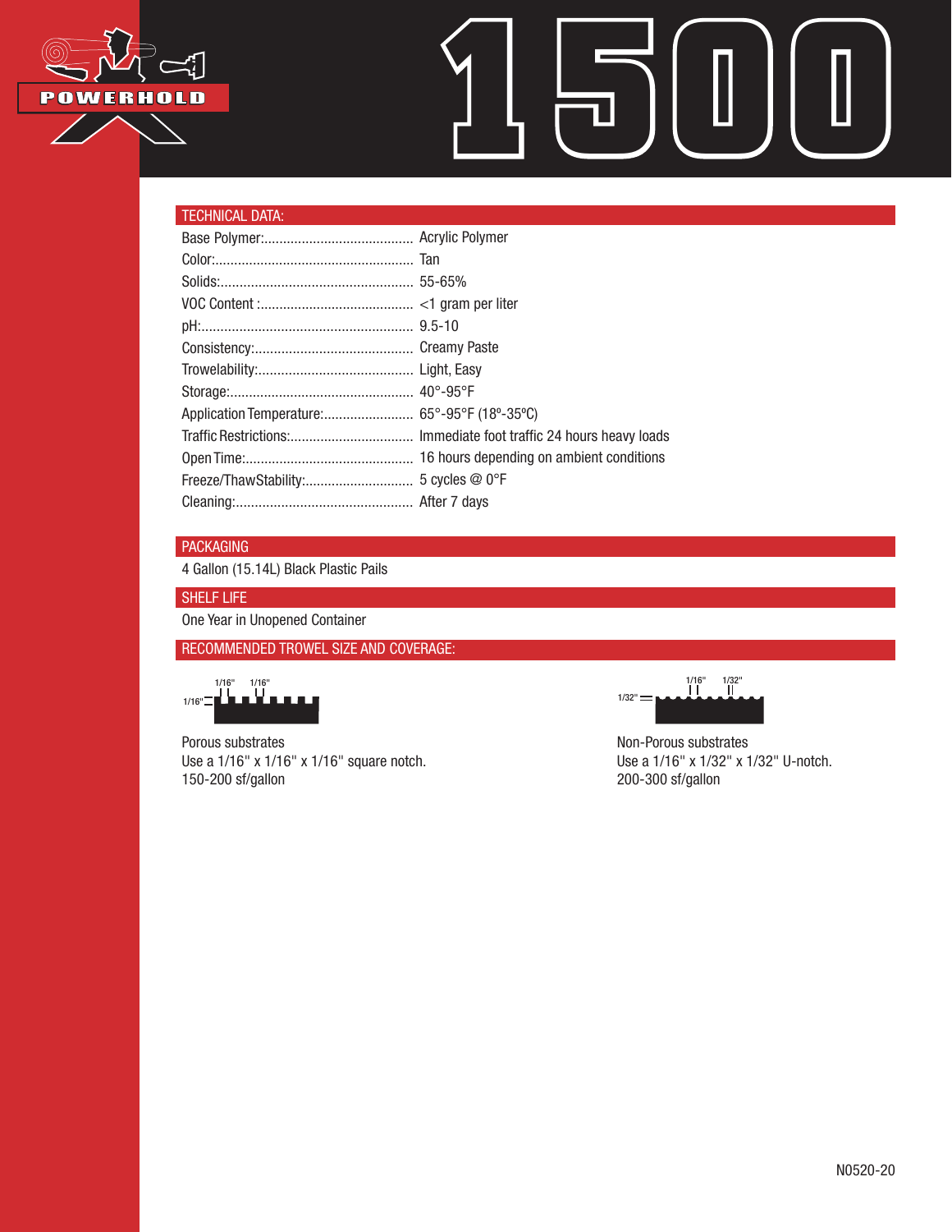# 1500

## TECHNICAL DATA:

| | |
|---|---|
| Base Polymer: | Acrylic Polymer |
| Color: | Tan |
| Solids: | 55-65% |
| VOC Content : | <1 gram per liter |
| pH: | 9.5-10 |
| Consistency: | Creamy Paste |
| Trowelability: | Light, Easy |
| Storage: | 40°-95°F |
| Application Temperature: | 65°-95°F (18º-35ºC) |
| Traffic Restrictions: | Immediate foot traffic 24 hours heavy loads |
| Open Time: | 16 hours depending on ambient conditions |
| Freeze/Thaw Stability: | 5 cycles @ 0°F |
| Cleaning: | After 7 days |

## PACKAGING

4 Gallon (15.14L) Black Plastic Pails

## SHELF LIFE

One Year in Unopened Container

## RECOMMENDED TROWEL SIZE AND COVERAGE:

1/16" 1/16"
1/16"

Porous substrates
Use a 1/16" x 1/16" x 1/16" square notch.
150-200 sf/gallon

1/16" 1/32"
1/32"

Non-Porous substrates
Use a 1/16" x 1/32" x 1/32" U-notch.
200-300 sf/gallon

N0520-20